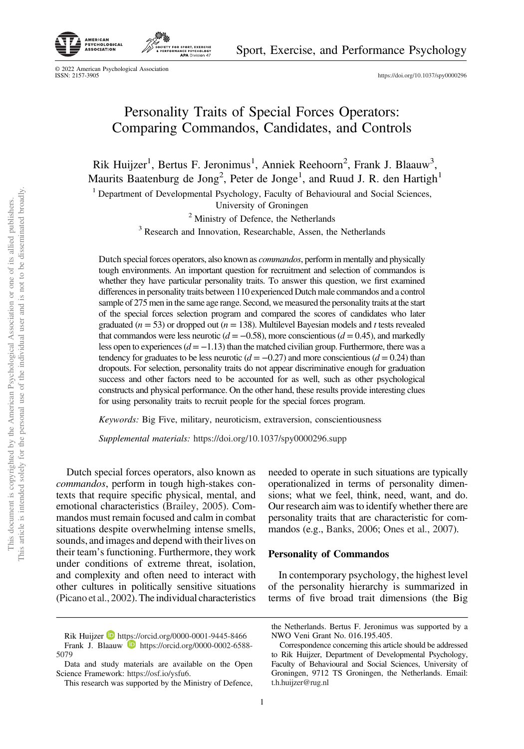# Personality Traits of Special Forces Operators: Comparing Commandos, Candidates, and Controls

Rik Huijzer[1], Bertus F. Jeronimus[1], Anniek Reehoorn[2], Frank J. Blaauw[3], Maurits Baatenburg de Jong[2], Peter de Jonge[1], and Ruud J. R. den Hartigh[1]

[1] Department of Developmental Psychology, Faculty of Behavioural and Social Sciences, University of Groningen

[2] Ministry of Defence, the Netherlands

[3] Research and Innovation, Researchable, Assen, the Netherlands

Dutch special forces operators, also known as *commandos*, perform in mentally and physically tough environments. An important question for recruitment and selection of commandos is whether they have particular personality traits. To answer this question, we first examined differences in personality traits between 110 experienced Dutch male commandos and a control sample of 275 men in the same age range. Second, we measured the personality traits at the start of the special forces selection program and compared the scores of candidates who later graduated ($n = 53$) or dropped out ($n = 138$). Multilevel Bayesian models and $t$ tests revealed that commandos were less neurotic ($d = -0.58$), more conscientious ($d = 0.45$), and markedly less open to experiences ($d = -1.13$) than the matched civilian group. Furthermore, there was a tendency for graduates to be less neurotic ($d = -0.27$) and more conscientious ($d = 0.24$) than dropouts. For selection, personality traits do not appear discriminative enough for graduation success and other factors need to be accounted for as well, such as other psychological constructs and physical performance. On the other hand, these results provide interesting clues for using personality traits to recruit people for the special forces program.

*Keywords:* Big Five, military, neuroticism, extraversion, conscientiousness

*Supplemental materials:* https://doi.org/10.1037/spy0000296.supp

Dutch special forces operators, also known as *commandos*, perform in tough high-stakes contexts that require specific physical, mental, and emotional characteristics (Brailey, 2005). Commandos must remain focused and calm in combat situations despite overwhelming intense smells, sounds, and images and depend with their lives on their team's functioning. Furthermore, they work under conditions of extreme threat, isolation, and complexity and often need to interact with other cultures in politically sensitive situations (Picano et al., 2002). The individual characteristics needed to operate in such situations are typically operationalized in terms of personality dimensions; what we feel, think, need, want, and do. Our research aim was to identify whether there are personality traits that are characteristic for commandos (e.g., Banks, 2006; Ones et al., 2007).

## Personality of Commandos

In contemporary psychology, the highest level of the personality hierarchy is summarized in terms of five broad trait dimensions (the Big

---

Rik Huijzer https://orcid.org/0000-0001-9445-8466
Frank J. Blaauw https://orcid.org/0000-0002-6588-5079

Data and study materials are available on the Open Science Framework: https://osf.io/ysfu6.

This research was supported by the Ministry of Defence, the Netherlands. Bertus F. Jeronimus was supported by a NWO Veni Grant No. 016.195.405.

Correspondence concerning this article should be addressed to Rik Huijzer, Department of Developmental Psychology, Faculty of Behavioural and Social Sciences, University of Groningen, 9712 TS Groningen, the Netherlands. Email: t.h.huijzer@rug.nl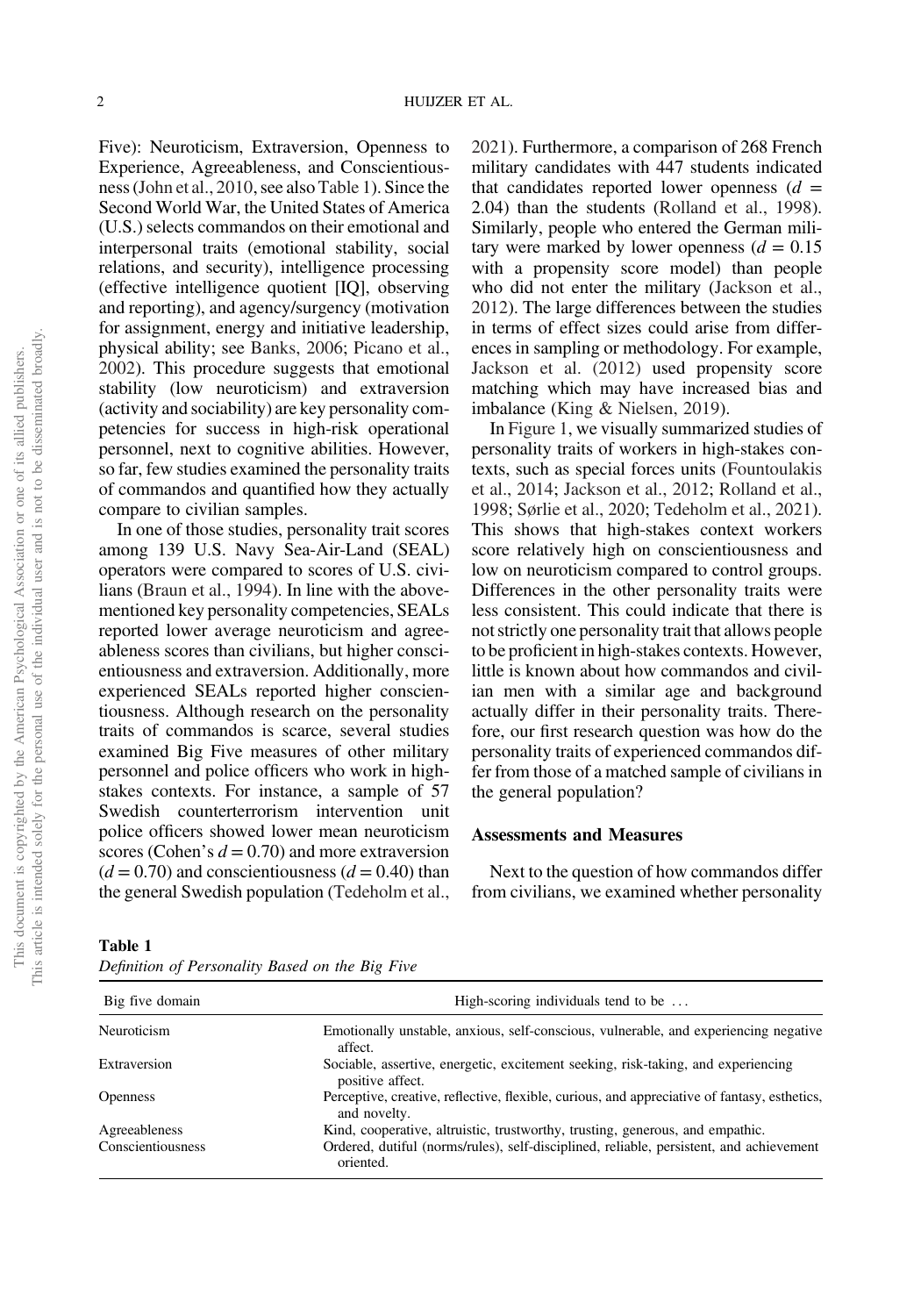Five): Neuroticism, Extraversion, Openness to Experience, Agreeableness, and Conscientiousness (John et al., 2010, see also Table 1). Since the Second World War, the United States of America (U.S.) selects commandos on their emotional and interpersonal traits (emotional stability, social relations, and security), intelligence processing (effective intelligence quotient [IQ], observing and reporting), and agency/surgency (motivation for assignment, energy and initiative leadership, physical ability; see Banks, 2006; Picano et al., 2002). This procedure suggests that emotional stability (low neuroticism) and extraversion (activity and sociability) are key personality competencies for success in high-risk operational personnel, next to cognitive abilities. However, so far, few studies examined the personality traits of commandos and quantified how they actually compare to civilian samples.

In one of those studies, personality trait scores among 139 U.S. Navy Sea-Air-Land (SEAL) operators were compared to scores of U.S. civilians (Braun et al., 1994). In line with the above-mentioned key personality competencies, SEALs reported lower average neuroticism and agreeableness scores than civilians, but higher conscientiousness and extraversion. Additionally, more experienced SEALs reported higher conscientiousness. Although research on the personality traits of commandos is scarce, several studies examined Big Five measures of other military personnel and police officers who work in high-stakes contexts. For instance, a sample of 57 Swedish counterterrorism intervention unit police officers showed lower mean neuroticism scores (Cohen's $d = 0.70$) and more extraversion ($d = 0.70$) and conscientiousness ($d = 0.40$) than the general Swedish population (Tedeholm et al., 2021). Furthermore, a comparison of 268 French military candidates with 447 students indicated that candidates reported lower openness ($d = 2.04$) than the students (Rolland et al., 1998). Similarly, people who entered the German military were marked by lower openness ($d = 0.15$ with a propensity score model) than people who did not enter the military (Jackson et al., 2012). The large differences between the studies in terms of effect sizes could arise from differences in sampling or methodology. For example, Jackson et al. (2012) used propensity score matching which may have increased bias and imbalance (King & Nielsen, 2019).

In Figure 1, we visually summarized studies of personality traits of workers in high-stakes contexts, such as special forces units (Fountoulakis et al., 2014; Jackson et al., 2012; Rolland et al., 1998; Sørlie et al., 2020; Tedeholm et al., 2021). This shows that high-stakes context workers score relatively high on conscientiousness and low on neuroticism compared to control groups. Differences in the other personality traits were less consistent. This could indicate that there is not strictly one personality trait that allows people to be proficient in high-stakes contexts. However, little is known about how commandos and civilian men with a similar age and background actually differ in their personality traits. Therefore, our first research question was how do the personality traits of experienced commandos differ from those of a matched sample of civilians in the general population?

### Assessments and Measures

Next to the question of how commandos differ from civilians, we examined whether personality

**Table 1**
*Definition of Personality Based on the Big Five*

| Big five domain | High-scoring individuals tend to be … |
|---|---|
| Neuroticism | Emotionally unstable, anxious, self-conscious, vulnerable, and experiencing negative affect. |
| Extraversion | Sociable, assertive, energetic, excitement seeking, risk-taking, and experiencing positive affect. |
| Openness | Perceptive, creative, reflective, flexible, curious, and appreciative of fantasy, esthetics, and novelty. |
| Agreeableness | Kind, cooperative, altruistic, trustworthy, trusting, generous, and empathic. |
| Conscientiousness | Ordered, dutiful (norms/rules), self-disciplined, reliable, persistent, and achievement oriented. |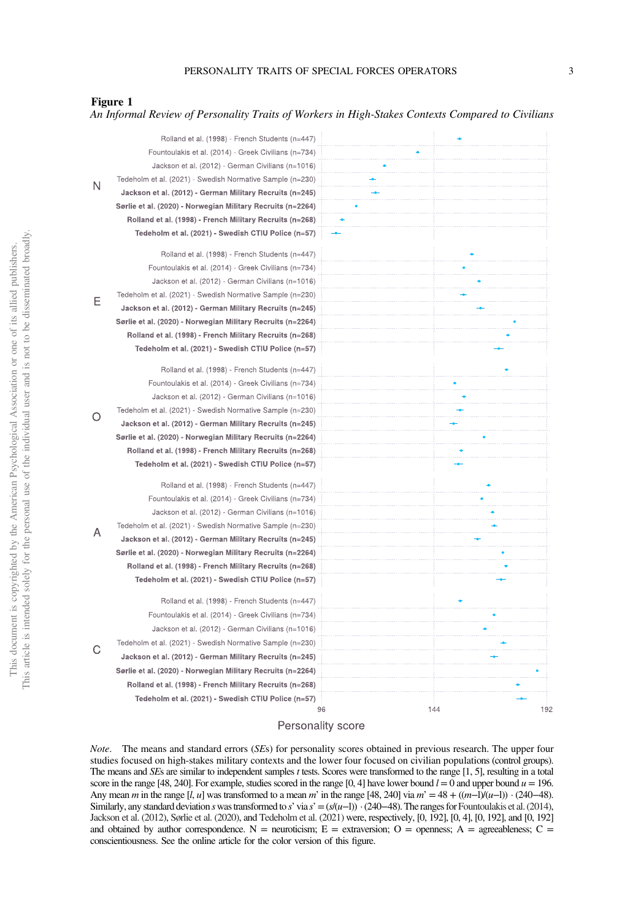**Figure 1**

*An Informal Review of Personality Traits of Workers in High-Stakes Contexts Compared to Civilians*

*Note*. The means and standard errors (*SE*s) for personality scores obtained in previous research. The upper four studies focused on high-stakes military contexts and the lower four focused on civilian populations (control groups). The means and *SE*s are similar to independent samples *t* tests. Scores were transformed to the range [1, 5], resulting in a total score in the range [48, 240]. For example, studies scored in the range [0, 4] have lower bound $l = 0$ and upper bound $u = 196$. Any mean $m$ in the range $[l, u]$ was transformed to a mean $m'$ in the range [48, 240] via $m' = 48 + ((m-l)/(u-l)) \cdot (240-48)$. Similarly, any standard deviation $s$ was transformed to $s'$ via $s' = (s/(u-l)) \cdot (240-48)$. The ranges for Fountoulakis et al. (2014), Jackson et al. (2012), Sørlie et al. (2020), and Tedeholm et al. (2021) were, respectively, [0, 192], [0, 4], [0, 192], and [0, 192] and obtained by author correspondence. N = neuroticism; E = extraversion; O = openness; A = agreeableness; C = conscientiousness. See the online article for the color version of this figure.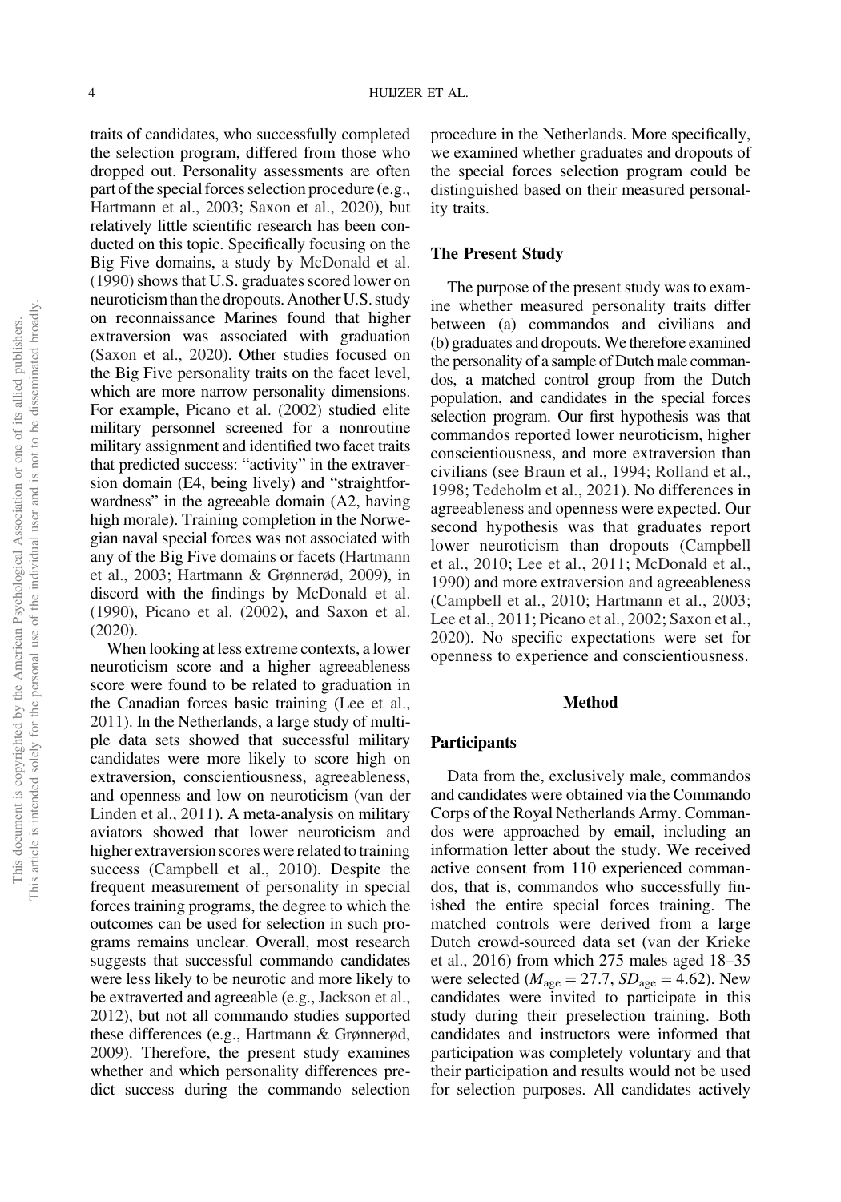traits of candidates, who successfully completed the selection program, differed from those who dropped out. Personality assessments are often part of the special forces selection procedure (e.g., Hartmann et al., 2003; Saxon et al., 2020), but relatively little scientific research has been conducted on this topic. Specifically focusing on the Big Five domains, a study by McDonald et al. (1990) shows that U.S. graduates scored lower on neuroticism than the dropouts. Another U.S. study on reconnaissance Marines found that higher extraversion was associated with graduation (Saxon et al., 2020). Other studies focused on the Big Five personality traits on the facet level, which are more narrow personality dimensions. For example, Picano et al. (2002) studied elite military personnel screened for a nonroutine military assignment and identified two facet traits that predicted success: "activity" in the extraversion domain (E4, being lively) and "straightforwardness" in the agreeable domain (A2, having high morale). Training completion in the Norwegian naval special forces was not associated with any of the Big Five domains or facets (Hartmann et al., 2003; Hartmann & Grønnerød, 2009), in discord with the findings by McDonald et al. (1990), Picano et al. (2002), and Saxon et al. (2020).

When looking at less extreme contexts, a lower neuroticism score and a higher agreeableness score were found to be related to graduation in the Canadian forces basic training (Lee et al., 2011). In the Netherlands, a large study of multiple data sets showed that successful military candidates were more likely to score high on extraversion, conscientiousness, agreeableness, and openness and low on neuroticism (van der Linden et al., 2011). A meta-analysis on military aviators showed that lower neuroticism and higher extraversion scores were related to training success (Campbell et al., 2010). Despite the frequent measurement of personality in special forces training programs, the degree to which the outcomes can be used for selection in such programs remains unclear. Overall, most research suggests that successful commando candidates were less likely to be neurotic and more likely to be extraverted and agreeable (e.g., Jackson et al., 2012), but not all commando studies supported these differences (e.g., Hartmann & Grønnerød, 2009). Therefore, the present study examines whether and which personality differences predict success during the commando selection procedure in the Netherlands. More specifically, we examined whether graduates and dropouts of the special forces selection program could be distinguished based on their measured personality traits.

## The Present Study

The purpose of the present study was to examine whether measured personality traits differ between (a) commandos and civilians and (b) graduates and dropouts. We therefore examined the personality of a sample of Dutch male commandos, a matched control group from the Dutch population, and candidates in the special forces selection program. Our first hypothesis was that commandos reported lower neuroticism, higher conscientiousness, and more extraversion than civilians (see Braun et al., 1994; Rolland et al., 1998; Tedeholm et al., 2021). No differences in agreeableness and openness were expected. Our second hypothesis was that graduates report lower neuroticism than dropouts (Campbell et al., 2010; Lee et al., 2011; McDonald et al., 1990) and more extraversion and agreeableness (Campbell et al., 2010; Hartmann et al., 2003; Lee et al., 2011; Picano et al., 2002; Saxon et al., 2020). No specific expectations were set for openness to experience and conscientiousness.

# Method

## Participants

Data from the, exclusively male, commandos and candidates were obtained via the Commando Corps of the Royal Netherlands Army. Commandos were approached by email, including an information letter about the study. We received active consent from 110 experienced commandos, that is, commandos who successfully finished the entire special forces training. The matched controls were derived from a large Dutch crowd-sourced data set (van der Krieke et al., 2016) from which 275 males aged 18–35 were selected ($M_{\text{age}} = 27.7$, $SD_{\text{age}} = 4.62$). New candidates were invited to participate in this study during their preselection training. Both candidates and instructors were informed that participation was completely voluntary and that their participation and results would not be used for selection purposes. All candidates actively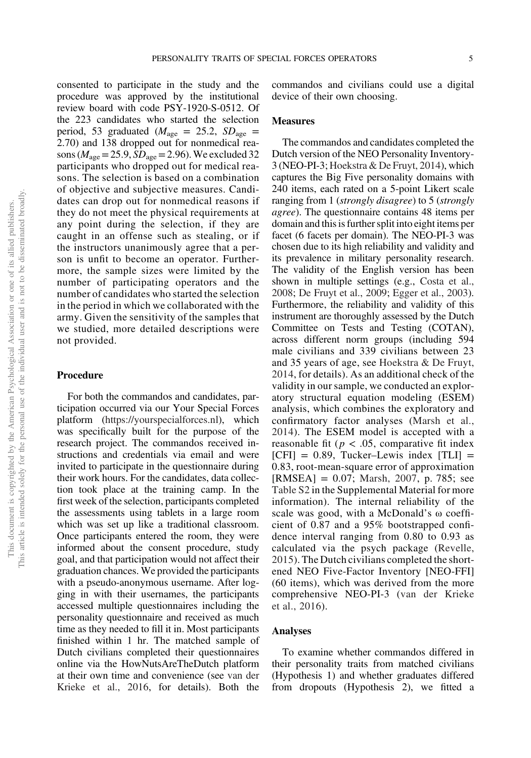consented to participate in the study and the procedure was approved by the institutional review board with code PSY-1920-S-0512. Of the 223 candidates who started the selection period, 53 graduated ($M_{age}$ = 25.2, $SD_{age}$ = 2.70) and 138 dropped out for nonmedical reasons ($M_{age}$ = 25.9, $SD_{age}$ = 2.96). We excluded 32 participants who dropped out for medical reasons. The selection is based on a combination of objective and subjective measures. Candidates can drop out for nonmedical reasons if they do not meet the physical requirements at any point during the selection, if they are caught in an offense such as stealing, or if the instructors unanimously agree that a person is unfit to become an operator. Furthermore, the sample sizes were limited by the number of participating operators and the number of candidates who started the selection in the period in which we collaborated with the army. Given the sensitivity of the samples that we studied, more detailed descriptions were not provided.

## Procedure

For both the commandos and candidates, participation occurred via our Your Special Forces platform (https://yourspecialforces.nl), which was specifically built for the purpose of the research project. The commandos received instructions and credentials via email and were invited to participate in the questionnaire during their work hours. For the candidates, data collection took place at the training camp. In the first week of the selection, participants completed the assessments using tablets in a large room which was set up like a traditional classroom. Once participants entered the room, they were informed about the consent procedure, study goal, and that participation would not affect their graduation chances. We provided the participants with a pseudo-anonymous username. After logging in with their usernames, the participants accessed multiple questionnaires including the personality questionnaire and received as much time as they needed to fill it in. Most participants finished within 1 hr. The matched sample of Dutch civilians completed their questionnaires online via the HowNutsAreTheDutch platform at their own time and convenience (see van der Krieke et al., 2016, for details). Both the commandos and civilians could use a digital device of their own choosing.

## Measures

The commandos and candidates completed the Dutch version of the NEO Personality Inventory-3 (NEO-PI-3; Hoekstra & De Fruyt, 2014), which captures the Big Five personality domains with 240 items, each rated on a 5-point Likert scale ranging from 1 (*strongly disagree*) to 5 (*strongly agree*). The questionnaire contains 48 items per domain and this is further split into eight items per facet (6 facets per domain). The NEO-PI-3 was chosen due to its high reliability and validity and its prevalence in military personality research. The validity of the English version has been shown in multiple settings (e.g., Costa et al., 2008; De Fruyt et al., 2009; Egger et al., 2003). Furthermore, the reliability and validity of this instrument are thoroughly assessed by the Dutch Committee on Tests and Testing (COTAN), across different norm groups (including 594 male civilians and 339 civilians between 23 and 35 years of age, see Hoekstra & De Fruyt, 2014, for details). As an additional check of the validity in our sample, we conducted an exploratory structural equation modeling (ESEM) analysis, which combines the exploratory and confirmatory factor analyses (Marsh et al., 2014). The ESEM model is accepted with a reasonable fit ($p < .05$, comparative fit index [CFI] = 0.89, Tucker–Lewis index [TLI] = 0.83, root-mean-square error of approximation [RMSEA] = 0.07; Marsh, 2007, p. 785; see Table S2 in the Supplemental Material for more information). The internal reliability of the scale was good, with a McDonald's ω coefficient of 0.87 and a 95% bootstrapped confidence interval ranging from 0.80 to 0.93 as calculated via the psych package (Revelle, 2015). The Dutch civilians completed the shortened NEO Five-Factor Inventory [NEO-FFI] (60 items), which was derived from the more comprehensive NEO-PI-3 (van der Krieke et al., 2016).

## Analyses

To examine whether commandos differed in their personality traits from matched civilians (Hypothesis 1) and whether graduates differed from dropouts (Hypothesis 2), we fitted a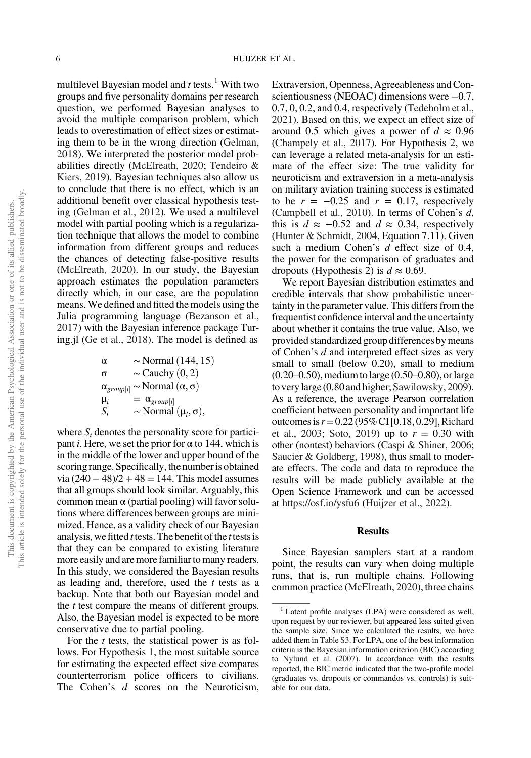multilevel Bayesian model and *t* tests.[1] With two groups and five personality domains per research question, we performed Bayesian analyses to avoid the multiple comparison problem, which leads to overestimation of effect sizes or estimating them to be in the wrong direction (Gelman, 2018). We interpreted the posterior model probabilities directly (McElreath, 2020; Tendeiro & Kiers, 2019). Bayesian techniques also allow us to conclude that there is no effect, which is an additional benefit over classical hypothesis testing (Gelman et al., 2012). We used a multilevel model with partial pooling which is a regularization technique that allows the model to combine information from different groups and reduces the chances of detecting false-positive results (McElreath, 2020). In our study, the Bayesian approach estimates the population parameters directly which, in our case, are the population means. We defined and fitted the models using the Julia programming language (Bezanson et al., 2017) with the Bayesian inference package Turing.jl (Ge et al., 2018). The model is defined as

$$
\begin{aligned}
\alpha &\sim \text{Normal}(144, 15) \\
\sigma &\sim \text{Cauchy}(0, 2) \\
\alpha_{group[i]} &\sim \text{Normal}(\alpha, \sigma) \\
\mu_i &= \alpha_{group[i]} \\
S_i &\sim \text{Normal}(\mu_i, \sigma),
\end{aligned}
$$

where $S_i$ denotes the personality score for participant *i*. Here, we set the prior for $\alpha$ to 144, which is in the middle of the lower and upper bound of the scoring range. Specifically, the number is obtained via $(240 - 48)/2 + 48 = 144$. This model assumes that all groups should look similar. Arguably, this common mean $\alpha$ (partial pooling) will favor solutions where differences between groups are minimized. Hence, as a validity check of our Bayesian analysis, we fitted *t* tests. The benefit of the *t* tests is that they can be compared to existing literature more easily and are more familiar to many readers. In this study, we considered the Bayesian results as leading and, therefore, used the *t* tests as a backup. Note that both our Bayesian model and the *t* test compare the means of different groups. Also, the Bayesian model is expected to be more conservative due to partial pooling.

For the *t* tests, the statistical power is as follows. For Hypothesis 1, the most suitable source for estimating the expected effect size compares counterterrorism police officers to civilians. The Cohen's *d* scores on the Neuroticism, Extraversion, Openness, Agreeableness and Conscientiousness (NEOAC) dimensions were −0.7, 0.7, 0, 0.2, and 0.4, respectively (Tedeholm et al., 2021). Based on this, we expect an effect size of around 0.5 which gives a power of $d \approx 0.96$ (Champely et al., 2017). For Hypothesis 2, we can leverage a related meta-analysis for an estimate of the effect size: The true validity for neuroticism and extraversion in a meta-analysis on military aviation training success is estimated to be $r = -0.25$ and $r = 0.17$, respectively (Campbell et al., 2010). In terms of Cohen's *d*, this is $d \approx -0.52$ and $d \approx 0.34$, respectively (Hunter & Schmidt, 2004, Equation 7.11). Given such a medium Cohen's *d* effect size of 0.4, the power for the comparison of graduates and dropouts (Hypothesis 2) is $d \approx 0.69$.

We report Bayesian distribution estimates and credible intervals that show probabilistic uncertainty in the parameter value. This differs from the frequentist confidence interval and the uncertainty about whether it contains the true value. Also, we provided standardized group differences by means of Cohen's *d* and interpreted effect sizes as very small to small (below 0.20), small to medium (0.20–0.50), medium to large (0.50–0.80), or large to very large (0.80 and higher; Sawilowsky, 2009). As a reference, the average Pearson correlation coefficient between personality and important life outcomes is $r = 0.22$ (95% CI [0.18, 0.29], Richard et al., 2003; Soto, 2019) up to $r = 0.30$ with other (nontest) behaviors (Caspi & Shiner, 2006; Saucier & Goldberg, 1998), thus small to moderate effects. The code and data to reproduce the results will be made publicly available at the Open Science Framework and can be accessed at https://osf.io/ysfu6 (Huijzer et al., 2022).

## Results

Since Bayesian samplers start at a random point, the results can vary when doing multiple runs, that is, run multiple chains. Following common practice (McElreath, 2020), three chains

[1] Latent profile analyses (LPA) were considered as well, upon request by our reviewer, but appeared less suited given the sample size. Since we calculated the results, we have added them in Table S3. For LPA, one of the best information criteria is the Bayesian information criterion (BIC) according to Nylund et al. (2007). In accordance with the results reported, the BIC metric indicated that the two-profile model (graduates vs. dropouts or commandos vs. controls) is suitable for our data.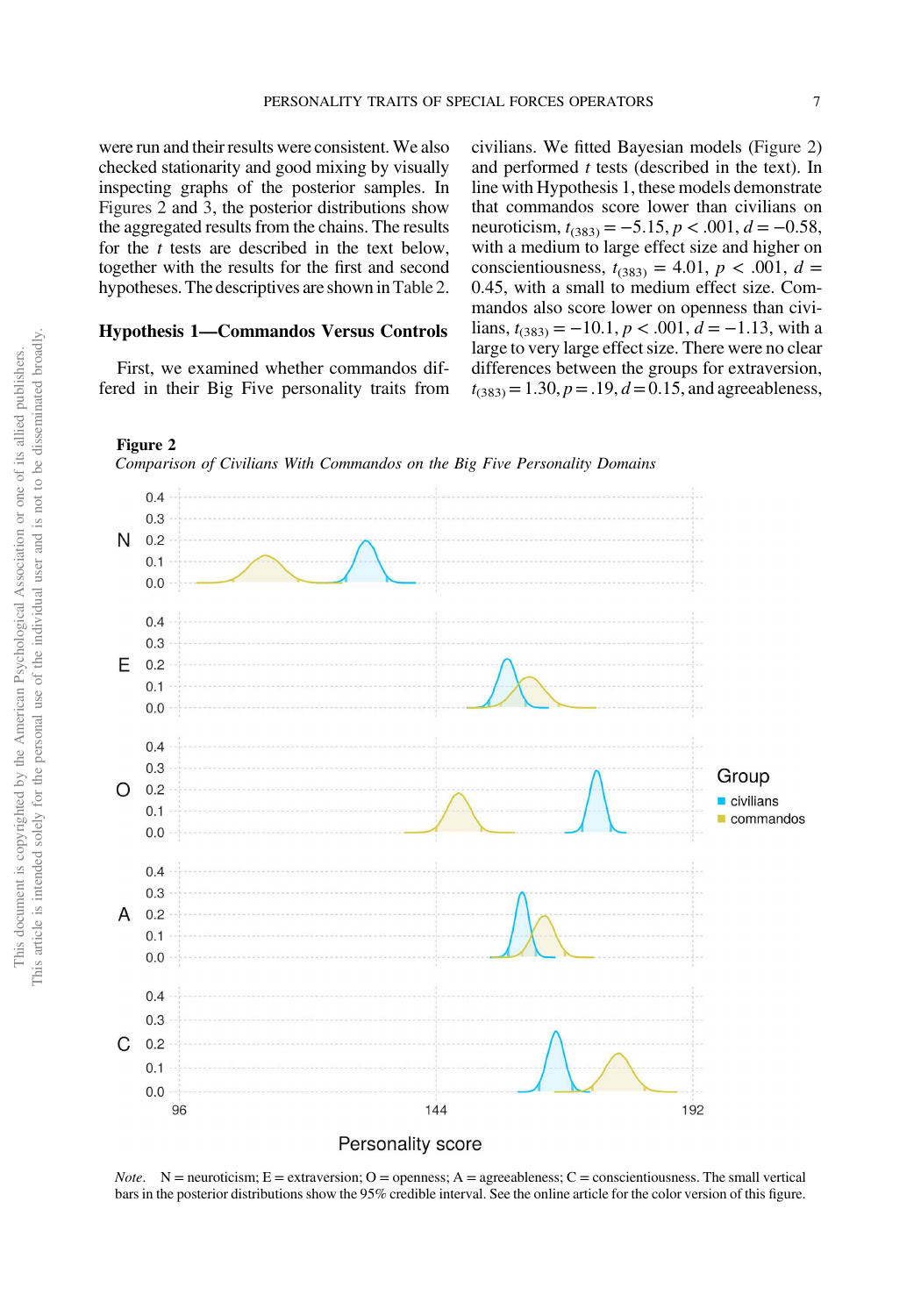were run and their results were consistent. We also checked stationarity and good mixing by visually inspecting graphs of the posterior samples. In Figures 2 and 3, the posterior distributions show the aggregated results from the chains. The results for the $t$ tests are described in the text below, together with the results for the first and second hypotheses. The descriptives are shown in Table 2.

## Hypothesis 1—Commandos Versus Controls

First, we examined whether commandos differed in their Big Five personality traits from civilians. We fitted Bayesian models (Figure 2) and performed $t$ tests (described in the text). In line with Hypothesis 1, these models demonstrate that commandos score lower than civilians on neuroticism, $t_{(383)} = -5.15$, $p < .001$, $d = -0.58$, with a medium to large effect size and higher on conscientiousness, $t_{(383)} = 4.01$, $p < .001$, $d = 0.45$, with a small to medium effect size. Commandos also score lower on openness than civilians, $t_{(383)} = -10.1$, $p < .001$, $d = -1.13$, with a large to very large effect size. There were no clear differences between the groups for extraversion, $t_{(383)} = 1.30$, $p = .19$, $d = 0.15$, and agreeableness,

**Figure 2**

*Comparison of Civilians With Commandos on the Big Five Personality Domains*

*Note.* N = neuroticism; E = extraversion; O = openness; A = agreeableness; C = conscientiousness. The small vertical bars in the posterior distributions show the 95% credible interval. See the online article for the color version of this figure.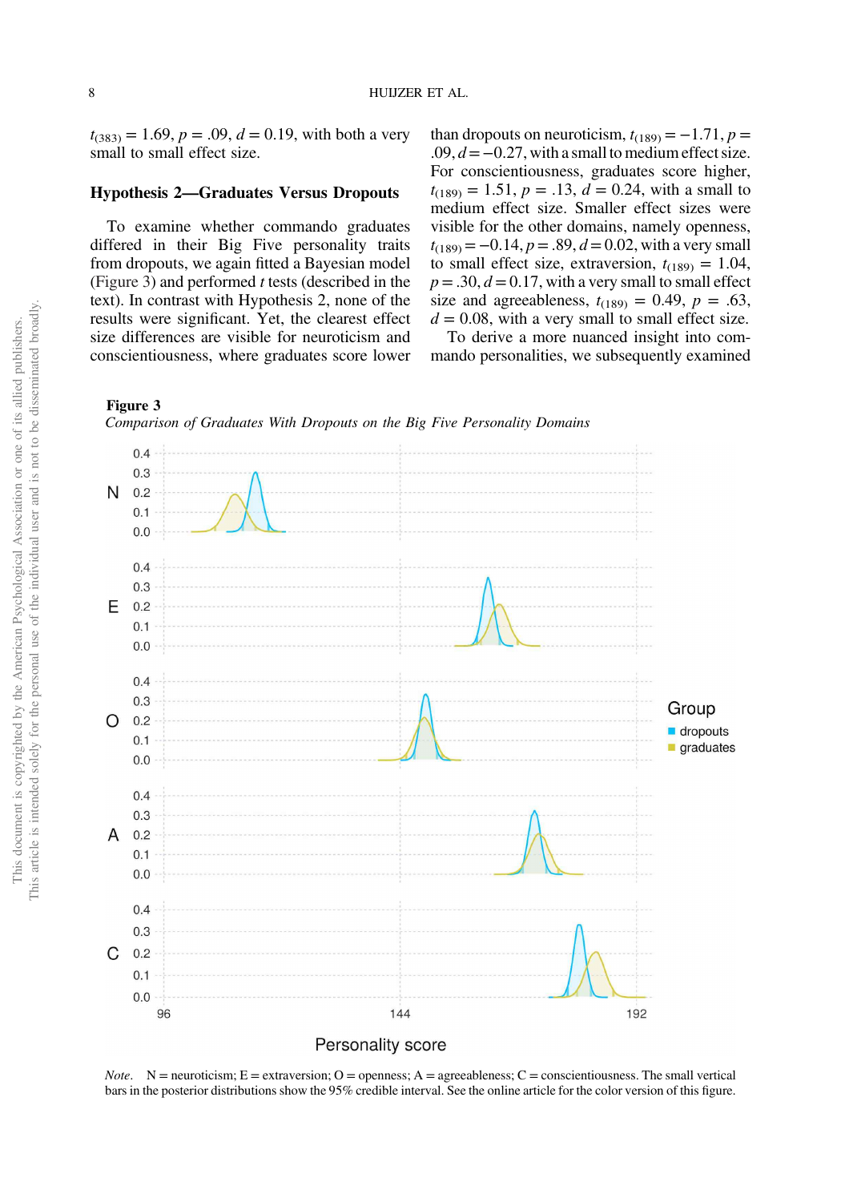$t_{(383)} = 1.69$, $p = .09$, $d = 0.19$, with both a very small to small effect size.

### Hypothesis 2—Graduates Versus Dropouts

To examine whether commando graduates differed in their Big Five personality traits from dropouts, we again fitted a Bayesian model (Figure 3) and performed *t* tests (described in the text). In contrast with Hypothesis 2, none of the results were significant. Yet, the clearest effect size differences are visible for neuroticism and conscientiousness, where graduates score lower than dropouts on neuroticism, $t_{(189)} = -1.71$, $p = .09$, $d = -0.27$, with a small to medium effect size. For conscientiousness, graduates score higher, $t_{(189)} = 1.51$, $p = .13$, $d = 0.24$, with a small to medium effect size. Smaller effect sizes were visible for the other domains, namely openness, $t_{(189)} = -0.14$, $p = .89$, $d = 0.02$, with a very small to small effect size, extraversion, $t_{(189)} = 1.04$, $p = .30$, $d = 0.17$, with a very small to small effect size and agreeableness, $t_{(189)} = 0.49$, $p = .63$, $d = 0.08$, with a very small to small effect size.

To derive a more nuanced insight into commando personalities, we subsequently examined

**Figure 3**

*Comparison of Graduates With Dropouts on the Big Five Personality Domains*

*Note*. N = neuroticism; E = extraversion; O = openness; A = agreeableness; C = conscientiousness. The small vertical bars in the posterior distributions show the 95% credible interval. See the online article for the color version of this figure.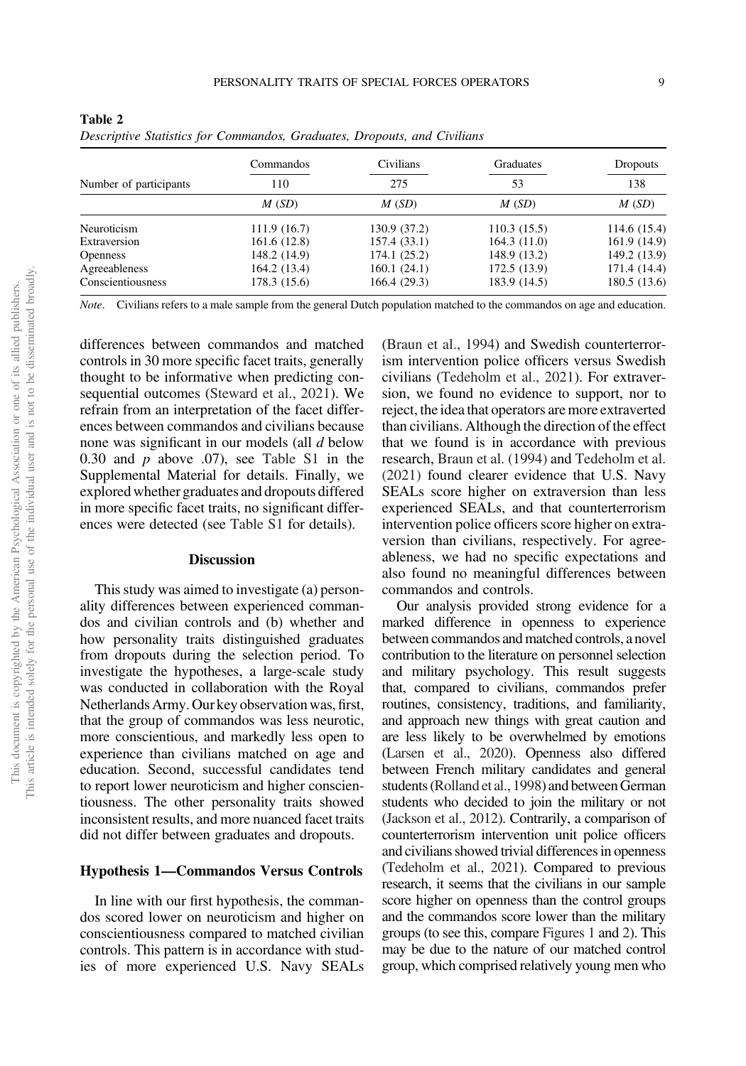**Table 2**
*Descriptive Statistics for Commandos, Graduates, Dropouts, and Civilians*

| Number of participants | Commandos 110 | Civilians 275 | Graduates 53 | Dropouts 138 |
|---|---|---|---|---|
| | *M* (*SD*) | *M* (*SD*) | *M* (*SD*) | *M* (*SD*) |
| Neuroticism | 111.9 (16.7) | 130.9 (37.2) | 110.3 (15.5) | 114.6 (15.4) |
| Extraversion | 161.6 (12.8) | 157.4 (33.1) | 164.3 (11.0) | 161.9 (14.9) |
| Openness | 148.2 (14.9) | 174.1 (25.2) | 148.9 (13.2) | 149.2 (13.9) |
| Agreeableness | 164.2 (13.4) | 160.1 (24.1) | 172.5 (13.9) | 171.4 (14.4) |
| Conscientiousness | 178.3 (15.6) | 166.4 (29.3) | 183.9 (14.5) | 180.5 (13.6) |

*Note*. Civilians refers to a male sample from the general Dutch population matched to the commandos on age and education.

differences between commandos and matched controls in 30 more specific facet traits, generally thought to be informative when predicting consequential outcomes (Steward et al., 2021). We refrain from an interpretation of the facet differences between commandos and civilians because none was significant in our models (all *d* below 0.30 and *p* above .07), see Table S1 in the Supplemental Material for details. Finally, we explored whether graduates and dropouts differed in more specific facet traits, no significant differences were detected (see Table S1 for details).

## Discussion

This study was aimed to investigate (a) personality differences between experienced commandos and civilian controls and (b) whether and how personality traits distinguished graduates from dropouts during the selection period. To investigate the hypotheses, a large-scale study was conducted in collaboration with the Royal Netherlands Army. Our key observation was, first, that the group of commandos was less neurotic, more conscientious, and markedly less open to experience than civilians matched on age and education. Second, successful candidates tend to report lower neuroticism and higher conscientiousness. The other personality traits showed inconsistent results, and more nuanced facet traits did not differ between graduates and dropouts.

### Hypothesis 1—Commandos Versus Controls

In line with our first hypothesis, the commandos scored lower on neuroticism and higher on conscientiousness compared to matched civilian controls. This pattern is in accordance with studies of more experienced U.S. Navy SEALs (Braun et al., 1994) and Swedish counterterrorism intervention police officers versus Swedish civilians (Tedeholm et al., 2021). For extraversion, we found no evidence to support, nor to reject, the idea that operators are more extraverted than civilians. Although the direction of the effect that we found is in accordance with previous research, Braun et al. (1994) and Tedeholm et al. (2021) found clearer evidence that U.S. Navy SEALs score higher on extraversion than less experienced SEALs, and that counterterrorism intervention police officers score higher on extraversion than civilians, respectively. For agreeableness, we had no specific expectations and also found no meaningful differences between commandos and controls.

Our analysis provided strong evidence for a marked difference in openness to experience between commandos and matched controls, a novel contribution to the literature on personnel selection and military psychology. This result suggests that, compared to civilians, commandos prefer routines, consistency, traditions, and familiarity, and approach new things with great caution and are less likely to be overwhelmed by emotions (Larsen et al., 2020). Openness also differed between French military candidates and general students (Rolland et al., 1998) and between German students who decided to join the military or not (Jackson et al., 2012). Contrarily, a comparison of counterterrorism intervention unit police officers and civilians showed trivial differences in openness (Tedeholm et al., 2021). Compared to previous research, it seems that the civilians in our sample score higher on openness than the control groups and the commandos score lower than the military groups (to see this, compare Figures 1 and 2). This may be due to the nature of our matched control group, which comprised relatively young men who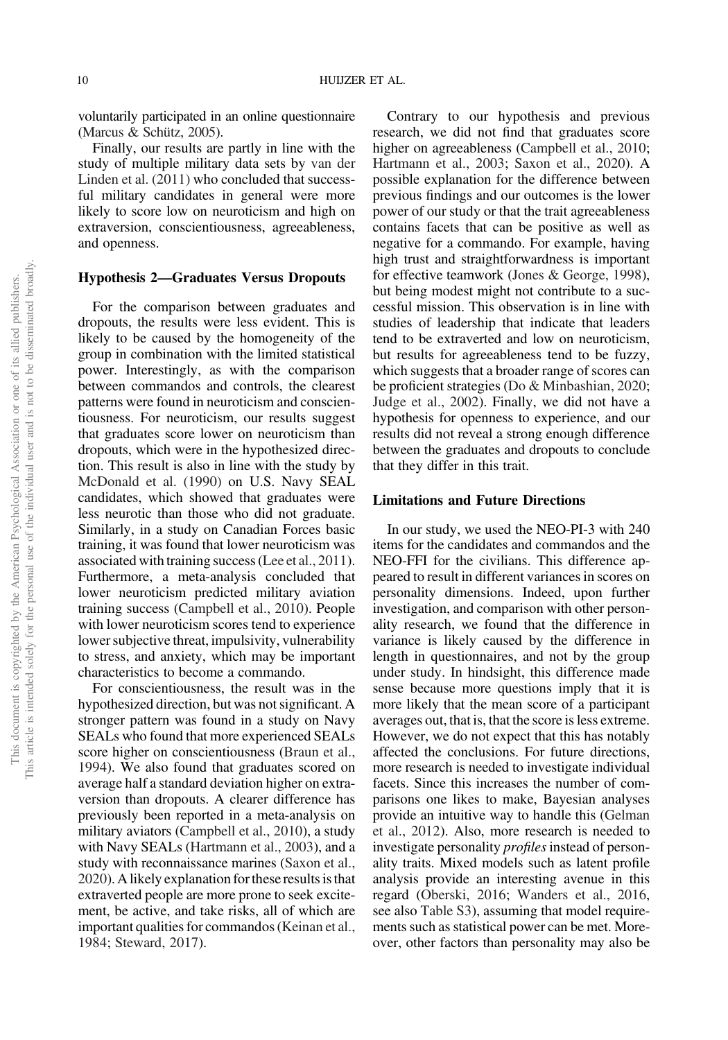voluntarily participated in an online questionnaire (Marcus & Schütz, 2005).

Finally, our results are partly in line with the study of multiple military data sets by van der Linden et al. (2011) who concluded that successful military candidates in general were more likely to score low on neuroticism and high on extraversion, conscientiousness, agreeableness, and openness.

### Hypothesis 2—Graduates Versus Dropouts

For the comparison between graduates and dropouts, the results were less evident. This is likely to be caused by the homogeneity of the group in combination with the limited statistical power. Interestingly, as with the comparison between commandos and controls, the clearest patterns were found in neuroticism and conscientiousness. For neuroticism, our results suggest that graduates score lower on neuroticism than dropouts, which were in the hypothesized direction. This result is also in line with the study by McDonald et al. (1990) on U.S. Navy SEAL candidates, which showed that graduates were less neurotic than those who did not graduate. Similarly, in a study on Canadian Forces basic training, it was found that lower neuroticism was associated with training success (Lee et al., 2011). Furthermore, a meta-analysis concluded that lower neuroticism predicted military aviation training success (Campbell et al., 2010). People with lower neuroticism scores tend to experience lower subjective threat, impulsivity, vulnerability to stress, and anxiety, which may be important characteristics to become a commando.

For conscientiousness, the result was in the hypothesized direction, but was not significant. A stronger pattern was found in a study on Navy SEALs who found that more experienced SEALs score higher on conscientiousness (Braun et al., 1994). We also found that graduates scored on average half a standard deviation higher on extraversion than dropouts. A clearer difference has previously been reported in a meta-analysis on military aviators (Campbell et al., 2010), a study with Navy SEALs (Hartmann et al., 2003), and a study with reconnaissance marines (Saxon et al., 2020). A likely explanation for these results is that extraverted people are more prone to seek excitement, be active, and take risks, all of which are important qualities for commandos (Keinan et al., 1984; Steward, 2017).

Contrary to our hypothesis and previous research, we did not find that graduates score higher on agreeableness (Campbell et al., 2010; Hartmann et al., 2003; Saxon et al., 2020). A possible explanation for the difference between previous findings and our outcomes is the lower power of our study or that the trait agreeableness contains facets that can be positive as well as negative for a commando. For example, having high trust and straightforwardness is important for effective teamwork (Jones & George, 1998), but being modest might not contribute to a successful mission. This observation is in line with studies of leadership that indicate that leaders tend to be extraverted and low on neuroticism, but results for agreeableness tend to be fuzzy, which suggests that a broader range of scores can be proficient strategies (Do & Minbashian, 2020; Judge et al., 2002). Finally, we did not have a hypothesis for openness to experience, and our results did not reveal a strong enough difference between the graduates and dropouts to conclude that they differ in this trait.

### Limitations and Future Directions

In our study, we used the NEO-PI-3 with 240 items for the candidates and commandos and the NEO-FFI for the civilians. This difference appeared to result in different variances in scores on personality dimensions. Indeed, upon further investigation, and comparison with other personality research, we found that the difference in variance is likely caused by the difference in length in questionnaires, and not by the group under study. In hindsight, this difference made sense because more questions imply that it is more likely that the mean score of a participant averages out, that is, that the score is less extreme. However, we do not expect that this has notably affected the conclusions. For future directions, more research is needed to investigate individual facets. Since this increases the number of comparisons one likes to make, Bayesian analyses provide an intuitive way to handle this (Gelman et al., 2012). Also, more research is needed to investigate personality *profiles* instead of personality traits. Mixed models such as latent profile analysis provide an interesting avenue in this regard (Oberski, 2016; Wanders et al., 2016, see also Table S3), assuming that model requirements such as statistical power can be met. Moreover, other factors than personality may also be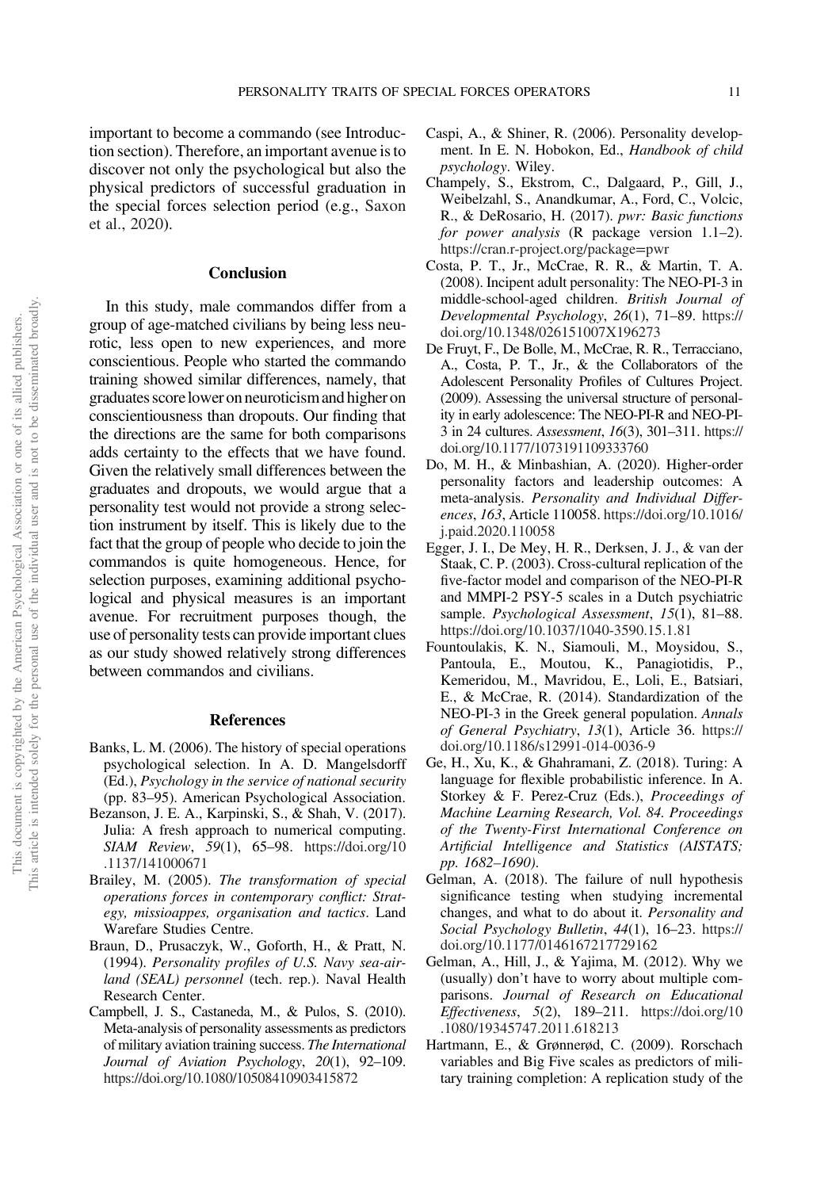important to become a commando (see Introduction section). Therefore, an important avenue is to discover not only the psychological but also the physical predictors of successful graduation in the special forces selection period (e.g., Saxon et al., 2020).

## Conclusion

In this study, male commandos differ from a group of age-matched civilians by being less neurotic, less open to new experiences, and more conscientious. People who started the commando training showed similar differences, namely, that graduates score lower on neuroticism and higher on conscientiousness than dropouts. Our finding that the directions are the same for both comparisons adds certainty to the effects that we have found. Given the relatively small differences between the graduates and dropouts, we would argue that a personality test would not provide a strong selection instrument by itself. This is likely due to the fact that the group of people who decide to join the commandos is quite homogeneous. Hence, for selection purposes, examining additional psychological and physical measures is an important avenue. For recruitment purposes though, the use of personality tests can provide important clues as our study showed relatively strong differences between commandos and civilians.

## References

Banks, L. M. (2006). The history of special operations psychological selection. In A. D. Mangelsdorff (Ed.), *Psychology in the service of national security* (pp. 83–95). American Psychological Association.

Bezanson, J. E. A., Karpinski, S., & Shah, V. (2017). Julia: A fresh approach to numerical computing. *SIAM Review*, *59*(1), 65–98. https://doi.org/10.1137/141000671

Brailey, M. (2005). *The transformation of special operations forces in contemporary conflict: Strategy, missioappes, organisation and tactics*. Land Warefare Studies Centre.

Braun, D., Prusaczyk, W., Goforth, H., & Pratt, N. (1994). *Personality profiles of U.S. Navy sea-air-land (SEAL) personnel* (tech. rep.). Naval Health Research Center.

Campbell, J. S., Castaneda, M., & Pulos, S. (2010). Meta-analysis of personality assessments as predictors of military aviation training success. *The International Journal of Aviation Psychology*, *20*(1), 92–109. https://doi.org/10.1080/10508410903415872

Caspi, A., & Shiner, R. (2006). Personality development. In E. N. Hobokon, Ed., *Handbook of child psychology*. Wiley.

Champely, S., Ekstrom, C., Dalgaard, P., Gill, J., Weibelzahl, S., Anandkumar, A., Ford, C., Volcic, R., & DeRosario, H. (2017). *pwr: Basic functions for power analysis* (R package version 1.1–2). https://cran.r-project.org/package=pwr

Costa, P. T., Jr., McCrae, R. R., & Martin, T. A. (2008). Incipent adult personality: The NEO-PI-3 in middle-school-aged children. *British Journal of Developmental Psychology*, *26*(1), 71–89. https://doi.org/10.1348/026151007X196273

De Fruyt, F., De Bolle, M., McCrae, R. R., Terracciano, A., Costa, P. T., Jr., & the Collaborators of the Adolescent Personality Profiles of Cultures Project. (2009). Assessing the universal structure of personality in early adolescence: The NEO-PI-R and NEO-PI-3 in 24 cultures. *Assessment*, *16*(3), 301–311. https://doi.org/10.1177/1073191109333760

Do, M. H., & Minbashian, A. (2020). Higher-order personality factors and leadership outcomes: A meta-analysis. *Personality and Individual Differences*, *163*, Article 110058. https://doi.org/10.1016/j.paid.2020.110058

Egger, J. I., De Mey, H. R., Derksen, J. J., & van der Staak, C. P. (2003). Cross-cultural replication of the five-factor model and comparison of the NEO-PI-R and MMPI-2 PSY-5 scales in a Dutch psychiatric sample. *Psychological Assessment*, *15*(1), 81–88. https://doi.org/10.1037/1040-3590.15.1.81

Fountoulakis, K. N., Siamouli, M., Moysidou, S., Pantoula, E., Moutou, K., Panagiotidis, P., Kemeridou, M., Mavridou, E., Loli, E., Batsiari, E., & McCrae, R. (2014). Standardization of the NEO-PI-3 in the Greek general population. *Annals of General Psychiatry*, *13*(1), Article 36. https://doi.org/10.1186/s12991-014-0036-9

Ge, H., Xu, K., & Ghahramani, Z. (2018). Turing: A language for flexible probabilistic inference. In A. Storkey & F. Perez-Cruz (Eds.), *Proceedings of Machine Learning Research, Vol. 84. Proceedings of the Twenty-First International Conference on Artificial Intelligence and Statistics (AISTATS; pp. 1682–1690)*.

Gelman, A. (2018). The failure of null hypothesis significance testing when studying incremental changes, and what to do about it. *Personality and Social Psychology Bulletin*, *44*(1), 16–23. https://doi.org/10.1177/0146167217729162

Gelman, A., Hill, J., & Yajima, M. (2012). Why we (usually) don't have to worry about multiple comparisons. *Journal of Research on Educational Effectiveness*, *5*(2), 189–211. https://doi.org/10.1080/19345747.2011.618213

Hartmann, E., & Grønnerød, C. (2009). Rorschach variables and Big Five scales as predictors of military training completion: A replication study of the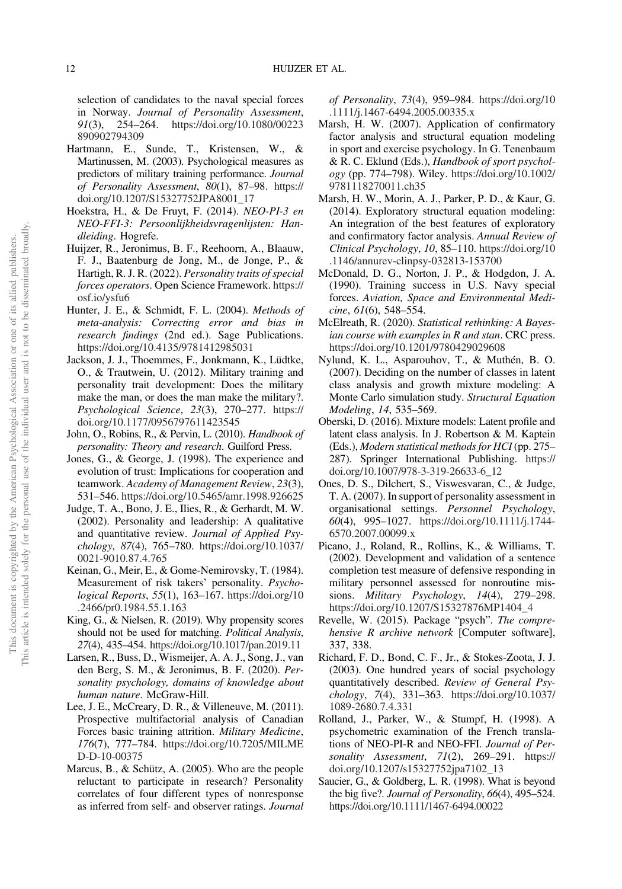selection of candidates to the naval special forces in Norway. *Journal of Personality Assessment*, *91*(3), 254–264. https://doi.org/10.1080/00223890902794309

Hartmann, E., Sunde, T., Kristensen, W., & Martinussen, M. (2003). Psychological measures as predictors of military training performance. *Journal of Personality Assessment*, *80*(1), 87–98. https://doi.org/10.1207/S15327752JPA8001_17

Hoekstra, H., & De Fruyt, F. (2014). *NEO-PI-3 en NEO-FFI-3: Persoonlijkheidsvragenlijsten: Handleiding*. Hogrefe.

Huijzer, R., Jeronimus, B. F., Reehoorn, A., Blaauw, F. J., Baatenburg de Jong, M., de Jonge, P., & Hartigh, R. J. R. (2022). *Personality traits of special forces operators*. Open Science Framework. https://osf.io/ysfu6

Hunter, J. E., & Schmidt, F. L. (2004). *Methods of meta-analysis: Correcting error and bias in research findings* (2nd ed.). Sage Publications. https://doi.org/10.4135/9781412985031

Jackson, J. J., Thoemmes, F., Jonkmann, K., Lüdtke, O., & Trautwein, U. (2012). Military training and personality trait development: Does the military make the man, or does the man make the military?. *Psychological Science*, *23*(3), 270–277. https://doi.org/10.1177/0956797611423545

John, O., Robins, R., & Pervin, L. (2010). *Handbook of personality: Theory and research*. Guilford Press.

Jones, G., & George, J. (1998). The experience and evolution of trust: Implications for cooperation and teamwork. *Academy of Management Review*, *23*(3), 531–546. https://doi.org/10.5465/amr.1998.926625

Judge, T. A., Bono, J. E., Ilies, R., & Gerhardt, M. W. (2002). Personality and leadership: A qualitative and quantitative review. *Journal of Applied Psychology*, *87*(4), 765–780. https://doi.org/10.1037/0021-9010.87.4.765

Keinan, G., Meir, E., & Gome-Nemirovsky, T. (1984). Measurement of risk takers' personality. *Psychological Reports*, *55*(1), 163–167. https://doi.org/10.2466/pr0.1984.55.1.163

King, G., & Nielsen, R. (2019). Why propensity scores should not be used for matching. *Political Analysis*, *27*(4), 435–454. https://doi.org/10.1017/pan.2019.11

Larsen, R., Buss, D., Wismeijer, A. A. J., Song, J., van den Berg, S. M., & Jeronimus, B. F. (2020). *Personality psychology, domains of knowledge about human nature*. McGraw-Hill.

Lee, J. E., McCreary, D. R., & Villeneuve, M. (2011). Prospective multifactorial analysis of Canadian Forces basic training attrition. *Military Medicine*, *176*(7), 777–784. https://doi.org/10.7205/MILMED-D-10-00375

Marcus, B., & Schütz, A. (2005). Who are the people reluctant to participate in research? Personality correlates of four different types of nonresponse as inferred from self- and observer ratings. *Journal of Personality*, *73*(4), 959–984. https://doi.org/10.1111/j.1467-6494.2005.00335.x

Marsh, H. W. (2007). Application of confirmatory factor analysis and structural equation modeling in sport and exercise psychology. In G. Tenenbaum & R. C. Eklund (Eds.), *Handbook of sport psychology* (pp. 774–798). Wiley. https://doi.org/10.1002/9781118270011.ch35

Marsh, H. W., Morin, A. J., Parker, P. D., & Kaur, G. (2014). Exploratory structural equation modeling: An integration of the best features of exploratory and confirmatory factor analysis. *Annual Review of Clinical Psychology*, *10*, 85–110. https://doi.org/10.1146/annurev-clinpsy-032813-153700

McDonald, D. G., Norton, J. P., & Hodgdon, J. A. (1990). Training success in U.S. Navy special forces. *Aviation, Space and Environmental Medicine*, *61*(6), 548–554.

McElreath, R. (2020). *Statistical rethinking: A Bayesian course with examples in R and stan*. CRC press. https://doi.org/10.1201/9780429029608

Nylund, K. L., Asparouhov, T., & Muthén, B. O. (2007). Deciding on the number of classes in latent class analysis and growth mixture modeling: A Monte Carlo simulation study. *Structural Equation Modeling*, *14*, 535–569.

Oberski, D. (2016). Mixture models: Latent profile and latent class analysis. In J. Robertson & M. Kaptein (Eds.), *Modern statistical methods for HCI* (pp. 275–287). Springer International Publishing. https://doi.org/10.1007/978-3-319-26633-6_12

Ones, D. S., Dilchert, S., Viswesvaran, C., & Judge, T. A. (2007). In support of personality assessment in organisational settings. *Personnel Psychology*, *60*(4), 995–1027. https://doi.org/10.1111/j.1744-6570.2007.00099.x

Picano, J., Roland, R., Rollins, K., & Williams, T. (2002). Development and validation of a sentence completion test measure of defensive responding in military personnel assessed for nonroutine missions. *Military Psychology*, *14*(4), 279–298. https://doi.org/10.1207/S15327876MP1404_4

Revelle, W. (2015). Package "psych". *The comprehensive R archive network* [Computer software], 337, 338.

Richard, F. D., Bond, C. F., Jr., & Stokes-Zoota, J. J. (2003). One hundred years of social psychology quantitatively described. *Review of General Psychology*, *7*(4), 331–363. https://doi.org/10.1037/1089-2680.7.4.331

Rolland, J., Parker, W., & Stumpf, H. (1998). A psychometric examination of the French translations of NEO-PI-R and NEO-FFI. *Journal of Personality Assessment*, *71*(2), 269–291. https://doi.org/10.1207/s15327752jpa7102_13

Saucier, G., & Goldberg, L. R. (1998). What is beyond the big five?. *Journal of Personality*, *66*(4), 495–524. https://doi.org/10.1111/1467-6494.00022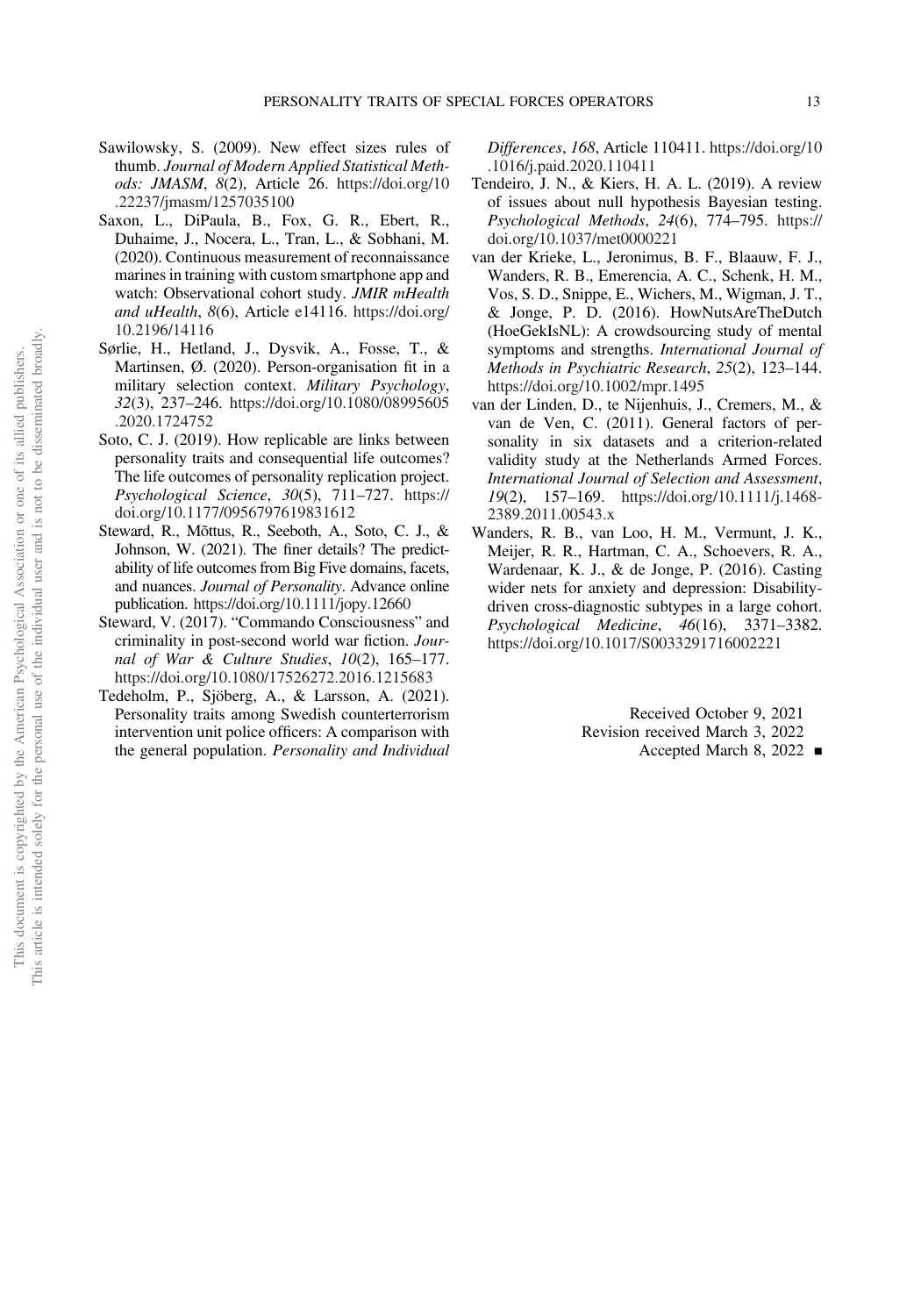Sawilowsky, S. (2009). New effect sizes rules of thumb. *Journal of Modern Applied Statistical Methods: JMASM*, *8*(2), Article 26. https://doi.org/10.22237/jmasm/1257035100

Saxon, L., DiPaula, B., Fox, G. R., Ebert, R., Duhaime, J., Nocera, L., Tran, L., & Sobhani, M. (2020). Continuous measurement of reconnaissance marines in training with custom smartphone app and watch: Observational cohort study. *JMIR mHealth and uHealth*, *8*(6), Article e14116. https://doi.org/10.2196/14116

Sørlie, H., Hetland, J., Dysvik, A., Fosse, T., & Martinsen, Ø. (2020). Person-organisation fit in a military selection context. *Military Psychology*, *32*(3), 237–246. https://doi.org/10.1080/08995605.2020.1724752

Soto, C. J. (2019). How replicable are links between personality traits and consequential life outcomes? The life outcomes of personality replication project. *Psychological Science*, *30*(5), 711–727. https://doi.org/10.1177/0956797619831612

Steward, R., Mõttus, R., Seeboth, A., Soto, C. J., & Johnson, W. (2021). The finer details? The predictability of life outcomes from Big Five domains, facets, and nuances. *Journal of Personality*. Advance online publication. https://doi.org/10.1111/jopy.12660

Steward, V. (2017). "Commando Consciousness" and criminality in post-second world war fiction. *Journal of War & Culture Studies*, *10*(2), 165–177. https://doi.org/10.1080/17526272.2016.1215683

Tedeholm, P., Sjöberg, A., & Larsson, A. (2021). Personality traits among Swedish counterterrorism intervention unit police officers: A comparison with the general population. *Personality and Individual Differences*, *168*, Article 110411. https://doi.org/10.1016/j.paid.2020.110411

Tendeiro, J. N., & Kiers, H. A. L. (2019). A review of issues about null hypothesis Bayesian testing. *Psychological Methods*, *24*(6), 774–795. https://doi.org/10.1037/met0000221

van der Krieke, L., Jeronimus, B. F., Blaauw, F. J., Wanders, R. B., Emerencia, A. C., Schenk, H. M., Vos, S. D., Snippe, E., Wichers, M., Wigman, J. T., & Jonge, P. D. (2016). HowNutsAreTheDutch (HoeGekIsNL): A crowdsourcing study of mental symptoms and strengths. *International Journal of Methods in Psychiatric Research*, *25*(2), 123–144. https://doi.org/10.1002/mpr.1495

van der Linden, D., te Nijenhuis, J., Cremers, M., & van de Ven, C. (2011). General factors of personality in six datasets and a criterion-related validity study at the Netherlands Armed Forces. *International Journal of Selection and Assessment*, *19*(2), 157–169. https://doi.org/10.1111/j.1468-2389.2011.00543.x

Wanders, R. B., van Loo, H. M., Vermunt, J. K., Meijer, R. R., Hartman, C. A., Schoevers, R. A., Wardenaar, K. J., & de Jonge, P. (2016). Casting wider nets for anxiety and depression: Disability-driven cross-diagnostic subtypes in a large cohort. *Psychological Medicine*, *46*(16), 3371–3382. https://doi.org/10.1017/S0033291716002221

Received October 9, 2021
Revision received March 3, 2022
Accepted March 8, 2022 ■